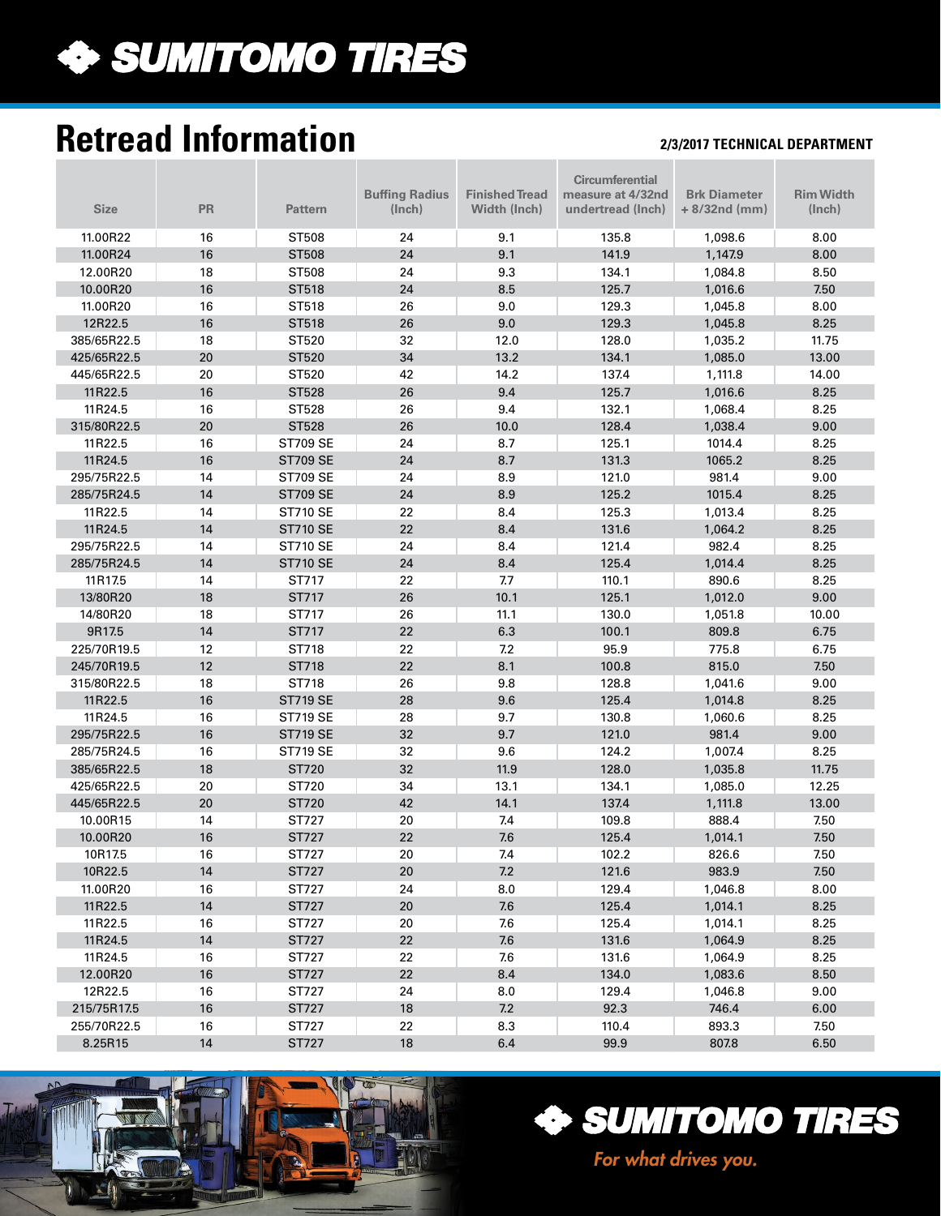# SUMITOMO TIRES

## Retread Information

**2/3/2017 TECHNICAL DEPARTMENT**

| Size | PR | Pattern | Buffing Radius (Inch) | Finished Tread Width (Inch) | Circumferential measure at 4/32nd undertread (Inch) | Brk Diameter + 8/32nd (mm) | Rim Width (Inch) |
|---|---|---|---|---|---|---|---|
| 11.00R22 | 16 | ST508 | 24 | 9.1 | 135.8 | 1,098.6 | 8.00 |
| 11.00R24 | 16 | ST508 | 24 | 9.1 | 141.9 | 1,147.9 | 8.00 |
| 12.00R20 | 18 | ST508 | 24 | 9.3 | 134.1 | 1,084.8 | 8.50 |
| 10.00R20 | 16 | ST518 | 24 | 8.5 | 125.7 | 1,016.6 | 7.50 |
| 11.00R20 | 16 | ST518 | 26 | 9.0 | 129.3 | 1,045.8 | 8.00 |
| 12R22.5 | 16 | ST518 | 26 | 9.0 | 129.3 | 1,045.8 | 8.25 |
| 385/65R22.5 | 18 | ST520 | 32 | 12.0 | 128.0 | 1,035.2 | 11.75 |
| 425/65R22.5 | 20 | ST520 | 34 | 13.2 | 134.1 | 1,085.0 | 13.00 |
| 445/65R22.5 | 20 | ST520 | 42 | 14.2 | 137.4 | 1,111.8 | 14.00 |
| 11R22.5 | 16 | ST528 | 26 | 9.4 | 125.7 | 1,016.6 | 8.25 |
| 11R24.5 | 16 | ST528 | 26 | 9.4 | 132.1 | 1,068.4 | 8.25 |
| 315/80R22.5 | 20 | ST528 | 26 | 10.0 | 128.4 | 1,038.4 | 9.00 |
| 11R22.5 | 16 | ST709 SE | 24 | 8.7 | 125.1 | 1014.4 | 8.25 |
| 11R24.5 | 16 | ST709 SE | 24 | 8.7 | 131.3 | 1065.2 | 8.25 |
| 295/75R22.5 | 14 | ST709 SE | 24 | 8.9 | 121.0 | 981.4 | 9.00 |
| 285/75R24.5 | 14 | ST709 SE | 24 | 8.9 | 125.2 | 1015.4 | 8.25 |
| 11R22.5 | 14 | ST710 SE | 22 | 8.4 | 125.3 | 1,013.4 | 8.25 |
| 11R24.5 | 14 | ST710 SE | 22 | 8.4 | 131.6 | 1,064.2 | 8.25 |
| 295/75R22.5 | 14 | ST710 SE | 24 | 8.4 | 121.4 | 982.4 | 8.25 |
| 285/75R24.5 | 14 | ST710 SE | 24 | 8.4 | 125.4 | 1,014.4 | 8.25 |
| 11R17.5 | 14 | ST717 | 22 | 7.7 | 110.1 | 890.6 | 8.25 |
| 13/80R20 | 18 | ST717 | 26 | 10.1 | 125.1 | 1,012.0 | 9.00 |
| 14/80R20 | 18 | ST717 | 26 | 11.1 | 130.0 | 1,051.8 | 10.00 |
| 9R17.5 | 14 | ST717 | 22 | 6.3 | 100.1 | 809.8 | 6.75 |
| 225/70R19.5 | 12 | ST718 | 22 | 7.2 | 95.9 | 775.8 | 6.75 |
| 245/70R19.5 | 12 | ST718 | 22 | 8.1 | 100.8 | 815.0 | 7.50 |
| 315/80R22.5 | 18 | ST718 | 26 | 9.8 | 128.8 | 1,041.6 | 9.00 |
| 11R22.5 | 16 | ST719 SE | 28 | 9.6 | 125.4 | 1,014.8 | 8.25 |
| 11R24.5 | 16 | ST719 SE | 28 | 9.7 | 130.8 | 1,060.6 | 8.25 |
| 295/75R22.5 | 16 | ST719 SE | 32 | 9.7 | 121.0 | 981.4 | 9.00 |
| 285/75R24.5 | 16 | ST719 SE | 32 | 9.6 | 124.2 | 1,007.4 | 8.25 |
| 385/65R22.5 | 18 | ST720 | 32 | 11.9 | 128.0 | 1,035.8 | 11.75 |
| 425/65R22.5 | 20 | ST720 | 34 | 13.1 | 134.1 | 1,085.0 | 12.25 |
| 445/65R22.5 | 20 | ST720 | 42 | 14.1 | 137.4 | 1,111.8 | 13.00 |
| 10.00R15 | 14 | ST727 | 20 | 7.4 | 109.8 | 888.4 | 7.50 |
| 10.00R20 | 16 | ST727 | 22 | 7.6 | 125.4 | 1,014.1 | 7.50 |
| 10R17.5 | 16 | ST727 | 20 | 7.4 | 102.2 | 826.6 | 7.50 |
| 10R22.5 | 14 | ST727 | 20 | 7.2 | 121.6 | 983.9 | 7.50 |
| 11.00R20 | 16 | ST727 | 24 | 8.0 | 129.4 | 1,046.8 | 8.00 |
| 11R22.5 | 14 | ST727 | 20 | 7.6 | 125.4 | 1,014.1 | 8.25 |
| 11R22.5 | 16 | ST727 | 20 | 7.6 | 125.4 | 1,014.1 | 8.25 |
| 11R24.5 | 14 | ST727 | 22 | 7.6 | 131.6 | 1,064.9 | 8.25 |
| 11R24.5 | 16 | ST727 | 22 | 7.6 | 131.6 | 1,064.9 | 8.25 |
| 12.00R20 | 16 | ST727 | 22 | 8.4 | 134.0 | 1,083.6 | 8.50 |
| 12R22.5 | 16 | ST727 | 24 | 8.0 | 129.4 | 1,046.8 | 9.00 |
| 215/75R17.5 | 16 | ST727 | 18 | 7.2 | 92.3 | 746.4 | 6.00 |
| 255/70R22.5 | 16 | ST727 | 22 | 8.3 | 110.4 | 893.3 | 7.50 |
| 8.25R15 | 14 | ST727 | 18 | 6.4 | 99.9 | 807.8 | 6.50 |

SUMITOMO TIRES

*For what drives you.*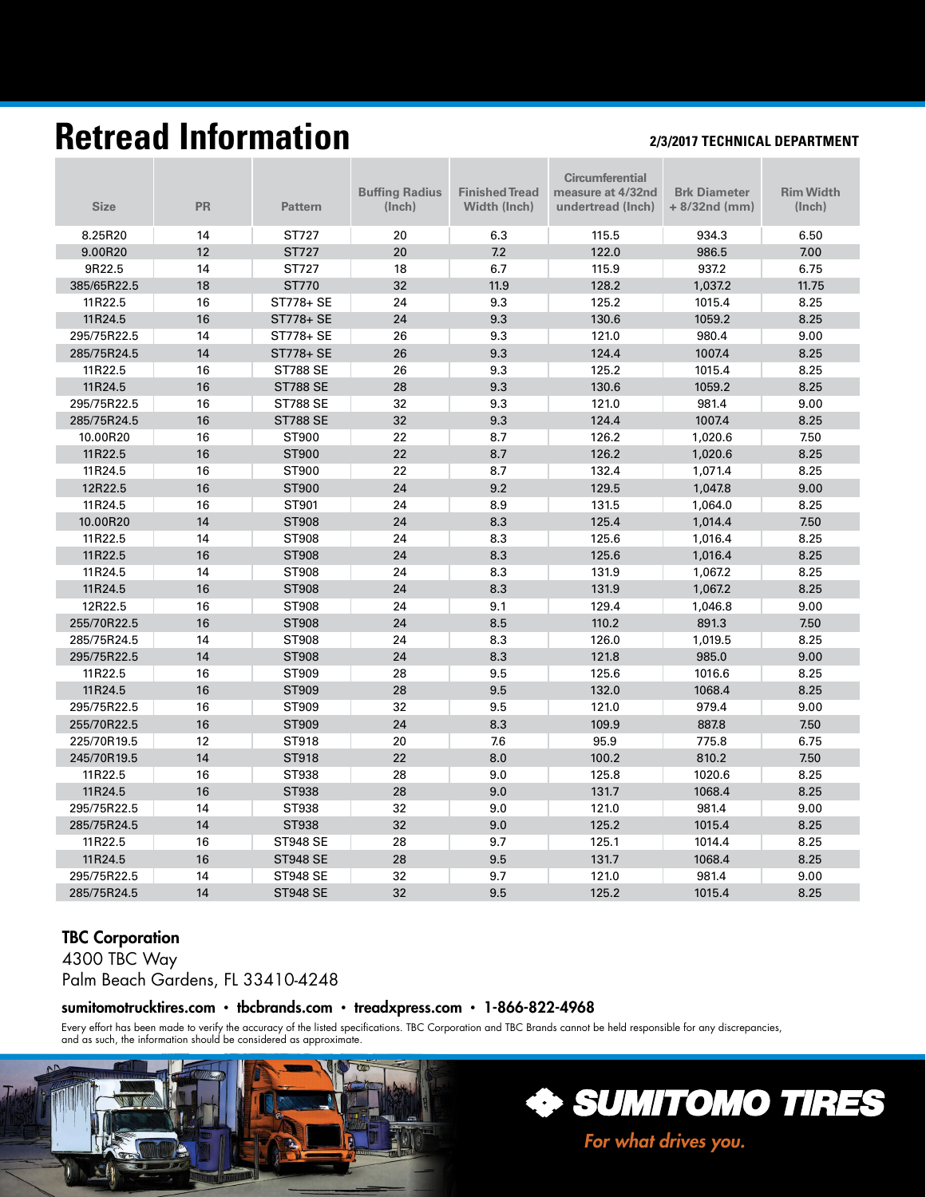# Retread Information

**2/3/2017 TECHNICAL DEPARTMENT**

| Size | PR | Pattern | Buffing Radius (Inch) | Finished Tread Width (Inch) | Circumferential measure at 4/32nd undertread (Inch) | Brk Diameter + 8/32nd (mm) | Rim Width (Inch) |
|---|---|---|---|---|---|---|---|
| 8.25R20 | 14 | ST727 | 20 | 6.3 | 115.5 | 934.3 | 6.50 |
| 9.00R20 | 12 | ST727 | 20 | 7.2 | 122.0 | 986.5 | 7.00 |
| 9R22.5 | 14 | ST727 | 18 | 6.7 | 115.9 | 937.2 | 6.75 |
| 385/65R22.5 | 18 | ST770 | 32 | 11.9 | 128.2 | 1,037.2 | 11.75 |
| 11R22.5 | 16 | ST778+ SE | 24 | 9.3 | 125.2 | 1015.4 | 8.25 |
| 11R24.5 | 16 | ST778+ SE | 24 | 9.3 | 130.6 | 1059.2 | 8.25 |
| 295/75R22.5 | 14 | ST778+ SE | 26 | 9.3 | 121.0 | 980.4 | 9.00 |
| 285/75R24.5 | 14 | ST778+ SE | 26 | 9.3 | 124.4 | 1007.4 | 8.25 |
| 11R22.5 | 16 | ST788 SE | 26 | 9.3 | 125.2 | 1015.4 | 8.25 |
| 11R24.5 | 16 | ST788 SE | 28 | 9.3 | 130.6 | 1059.2 | 8.25 |
| 295/75R22.5 | 16 | ST788 SE | 32 | 9.3 | 121.0 | 981.4 | 9.00 |
| 285/75R24.5 | 16 | ST788 SE | 32 | 9.3 | 124.4 | 1007.4 | 8.25 |
| 10.00R20 | 16 | ST900 | 22 | 8.7 | 126.2 | 1,020.6 | 7.50 |
| 11R22.5 | 16 | ST900 | 22 | 8.7 | 126.2 | 1,020.6 | 8.25 |
| 11R24.5 | 16 | ST900 | 22 | 8.7 | 132.4 | 1,071.4 | 8.25 |
| 12R22.5 | 16 | ST900 | 24 | 9.2 | 129.5 | 1,047.8 | 9.00 |
| 11R24.5 | 16 | ST901 | 24 | 8.9 | 131.5 | 1,064.0 | 8.25 |
| 10.00R20 | 14 | ST908 | 24 | 8.3 | 125.4 | 1,014.4 | 7.50 |
| 11R22.5 | 14 | ST908 | 24 | 8.3 | 125.6 | 1,016.4 | 8.25 |
| 11R22.5 | 16 | ST908 | 24 | 8.3 | 125.6 | 1,016.4 | 8.25 |
| 11R24.5 | 14 | ST908 | 24 | 8.3 | 131.9 | 1,067.2 | 8.25 |
| 11R24.5 | 16 | ST908 | 24 | 8.3 | 131.9 | 1,067.2 | 8.25 |
| 12R22.5 | 16 | ST908 | 24 | 9.1 | 129.4 | 1,046.8 | 9.00 |
| 255/70R22.5 | 16 | ST908 | 24 | 8.5 | 110.2 | 891.3 | 7.50 |
| 285/75R24.5 | 14 | ST908 | 24 | 8.3 | 126.0 | 1,019.5 | 8.25 |
| 295/75R22.5 | 14 | ST908 | 24 | 8.3 | 121.8 | 985.0 | 9.00 |
| 11R22.5 | 16 | ST909 | 28 | 9.5 | 125.6 | 1016.6 | 8.25 |
| 11R24.5 | 16 | ST909 | 28 | 9.5 | 132.0 | 1068.4 | 8.25 |
| 295/75R22.5 | 16 | ST909 | 32 | 9.5 | 121.0 | 979.4 | 9.00 |
| 255/70R22.5 | 16 | ST909 | 24 | 8.3 | 109.9 | 887.8 | 7.50 |
| 225/70R19.5 | 12 | ST918 | 20 | 7.6 | 95.9 | 775.8 | 6.75 |
| 245/70R19.5 | 14 | ST918 | 22 | 8.0 | 100.2 | 810.2 | 7.50 |
| 11R22.5 | 16 | ST938 | 28 | 9.0 | 125.8 | 1020.6 | 8.25 |
| 11R24.5 | 16 | ST938 | 28 | 9.0 | 131.7 | 1068.4 | 8.25 |
| 295/75R22.5 | 14 | ST938 | 32 | 9.0 | 121.0 | 981.4 | 9.00 |
| 285/75R24.5 | 14 | ST938 | 32 | 9.0 | 125.2 | 1015.4 | 8.25 |
| 11R22.5 | 16 | ST948 SE | 28 | 9.7 | 125.1 | 1014.4 | 8.25 |
| 11R24.5 | 16 | ST948 SE | 28 | 9.5 | 131.7 | 1068.4 | 8.25 |
| 295/75R22.5 | 14 | ST948 SE | 32 | 9.7 | 121.0 | 981.4 | 9.00 |
| 285/75R24.5 | 14 | ST948 SE | 32 | 9.5 | 125.2 | 1015.4 | 8.25 |

**TBC Corporation**
4300 TBC Way
Palm Beach Gardens, FL 33410-4248

**sumitomotrucktires.com • tbcbrands.com • treadxpress.com • 1-866-822-4968**

Every effort has been made to verify the accuracy of the listed specifications. TBC Corporation and TBC Brands cannot be held responsible for any discrepancies, and as such, the information should be considered as approximate.

**SUMITOMO TIRES**

*For what drives you.*